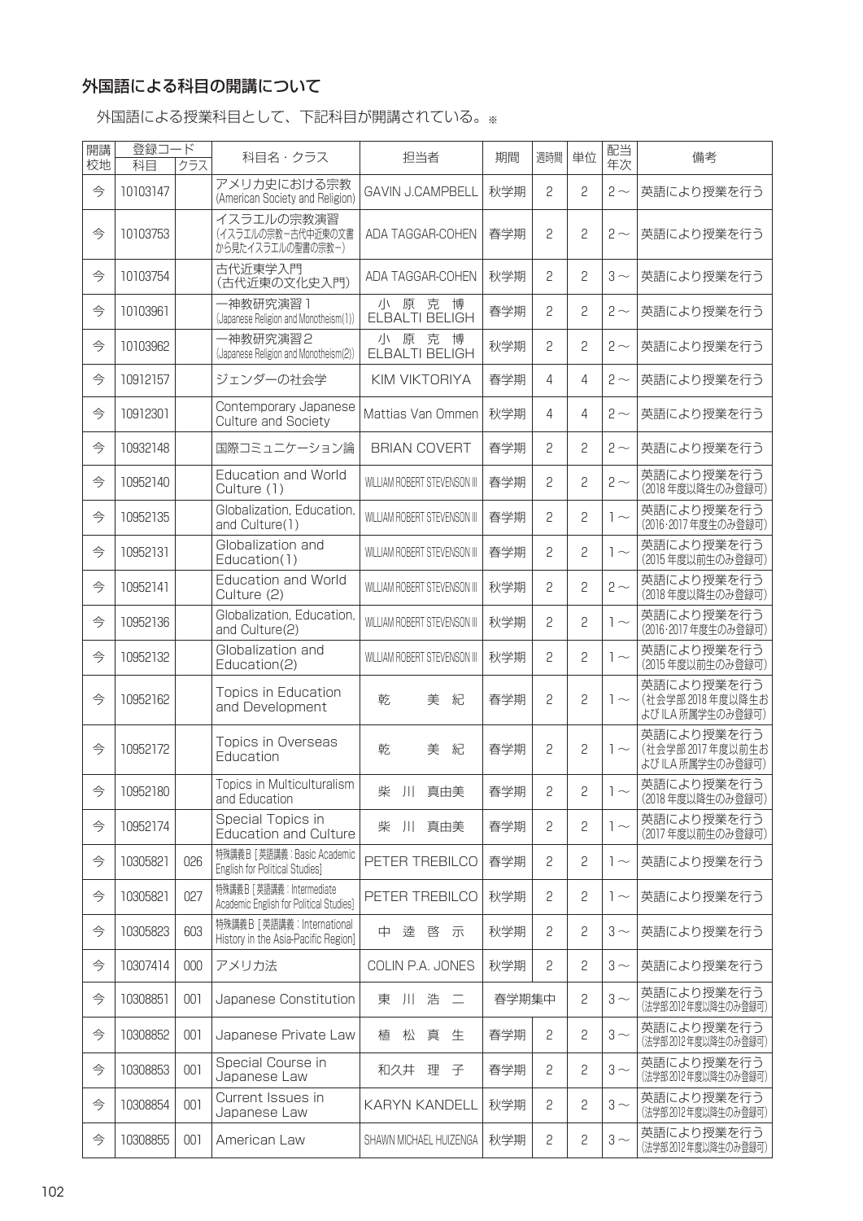## 外国語による科目の開講について

外国語による授業科目として、下記科目が開講されている。※

| 開講校地 | 登録コード | | 科目名・クラス | 担当者 | 期間 | 週時間 | 単位 | 配当年次 | 備考 |
|---|---|---|---|---|---|---|---|---|---|
| | 科目 | クラス | | | | | | | |
| 今 | 10103147 | | アメリカ史における宗教 (American Society and Religion) | GAVIN J.CAMPBELL | 秋学期 | 2 | 2 | 2～ | 英語により授業を行う |
| 今 | 10103753 | | イスラエルの宗教演習 (イスラエルの宗教−古代中近東の文書から見たイスラエルの聖書の宗教−) | ADA TAGGAR-COHEN | 春学期 | 2 | 2 | 2～ | 英語により授業を行う |
| 今 | 10103754 | | 古代近東学入門 (古代近東の文化史入門) | ADA TAGGAR-COHEN | 秋学期 | 2 | 2 | 3～ | 英語により授業を行う |
| 今 | 10103961 | | 一神教研究演習1 (Japanese Religion and Monotheism(1)) | 小原克博 ELBALTI BELIGH | 春学期 | 2 | 2 | 2～ | 英語により授業を行う |
| 今 | 10103962 | | 一神教研究演習2 (Japanese Religion and Monotheism(2)) | 小原克博 ELBALTI BELIGH | 秋学期 | 2 | 2 | 2～ | 英語により授業を行う |
| 今 | 10912157 | | ジェンダーの社会学 | KIM VIKTORIYA | 春学期 | 4 | 4 | 2～ | 英語により授業を行う |
| 今 | 10912301 | | Contemporary Japanese Culture and Society | Mattias Van Ommen | 秋学期 | 4 | 4 | 2～ | 英語により授業を行う |
| 今 | 10932148 | | 国際コミュニケーション論 | BRIAN COVERT | 春学期 | 2 | 2 | 2～ | 英語により授業を行う |
| 今 | 10952140 | | Education and World Culture (1) | WILLIAM ROBERT STEVENSON III | 春学期 | 2 | 2 | 2～ | 英語により授業を行う (2018年度以降生のみ登録可) |
| 今 | 10952135 | | Globalization, Education, and Culture(1) | WILLIAM ROBERT STEVENSON III | 春学期 | 2 | 2 | 1～ | 英語により授業を行う (2016・2017年度生のみ登録可) |
| 今 | 10952131 | | Globalization and Education(1) | WILLIAM ROBERT STEVENSON III | 春学期 | 2 | 2 | 1～ | 英語により授業を行う (2015年度以前生のみ登録可) |
| 今 | 10952141 | | Education and World Culture (2) | WILLIAM ROBERT STEVENSON III | 秋学期 | 2 | 2 | 2～ | 英語により授業を行う (2018年度以降生のみ登録可) |
| 今 | 10952136 | | Globalization, Education, and Culture(2) | WILLIAM ROBERT STEVENSON III | 秋学期 | 2 | 2 | 1～ | 英語により授業を行う (2016・2017年度生のみ登録可) |
| 今 | 10952132 | | Globalization and Education(2) | WILLIAM ROBERT STEVENSON III | 秋学期 | 2 | 2 | 1～ | 英語により授業を行う (2015年度以前生のみ登録可) |
| 今 | 10952162 | | Topics in Education and Development | 乾美紀 | 春学期 | 2 | 2 | 1～ | 英語により授業を行う (社会学部2018年度以降生およびILA所属学生のみ登録可) |
| 今 | 10952172 | | Topics in Overseas Education | 乾美紀 | 春学期 | 2 | 2 | 1～ | 英語により授業を行う (社会学部2017年度以前生およびILA所属学生のみ登録可) |
| 今 | 10952180 | | Topics in Multiculturalism and Education | 柴川真由美 | 春学期 | 2 | 2 | 1～ | 英語により授業を行う (2018年度以降生のみ登録可) |
| 今 | 10952174 | | Special Topics in Education and Culture | 柴川真由美 | 春学期 | 2 | 2 | 1～ | 英語により授業を行う (2017年度以前生のみ登録可) |
| 今 | 10305821 | 026 | 特殊講義B [英語講義 : Basic Academic English for Political Studies] | PETER TREBILCO | 春学期 | 2 | 2 | 1～ | 英語により授業を行う |
| 今 | 10305821 | 027 | 特殊講義B [英語講義 : Intermediate Academic English for Political Studies] | PETER TREBILCO | 秋学期 | 2 | 2 | 1～ | 英語により授業を行う |
| 今 | 10305823 | 603 | 特殊講義B [英語講義 : International History in the Asia-Pacific Region] | 中逵啓示 | 秋学期 | 2 | 2 | 3～ | 英語により授業を行う |
| 今 | 10307414 | 000 | アメリカ法 | COLIN P.A. JONES | 秋学期 | 2 | 2 | 3～ | 英語により授業を行う |
| 今 | 10308851 | 001 | Japanese Constitution | 東川浩二 | 春学期集中 | | 2 | 3～ | 英語により授業を行う (法学部2012年度以降生のみ登録可) |
| 今 | 10308852 | 001 | Japanese Private Law | 植松真生 | 春学期 | 2 | 2 | 3～ | 英語により授業を行う (法学部2012年度以降生のみ登録可) |
| 今 | 10308853 | 001 | Special Course in Japanese Law | 和久井理子 | 春学期 | 2 | 2 | 3～ | 英語により授業を行う (法学部2012年度以降生のみ登録可) |
| 今 | 10308854 | 001 | Current Issues in Japanese Law | KARYN KANDELL | 秋学期 | 2 | 2 | 3～ | 英語により授業を行う (法学部2012年度以降生のみ登録可) |
| 今 | 10308855 | 001 | American Law | SHAWN MICHAEL HUIZENGA | 秋学期 | 2 | 2 | 3～ | 英語により授業を行う (法学部2012年度以降生のみ登録可) |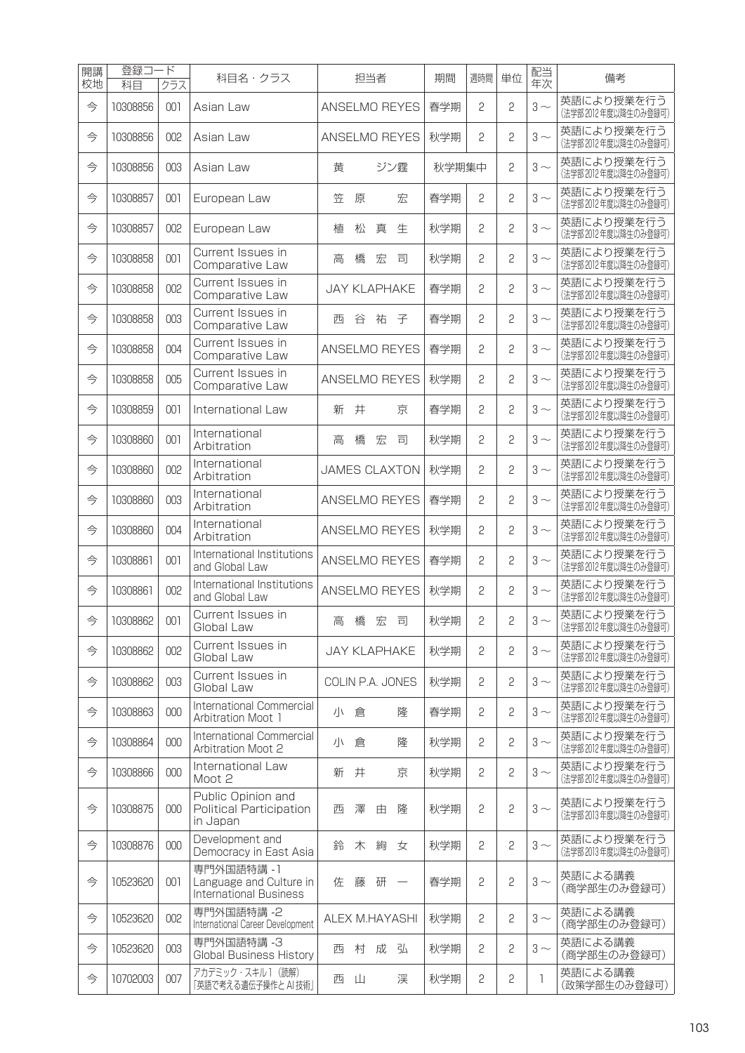| 開講校地 | 登録コード 科目 | クラス | 科目名・クラス | 担当者 | 期間 | 週時間 | 単位 | 配当年次 | 備考 |
|---|---|---|---|---|---|---|---|---|---|
| 今 | 10308856 | 001 | Asian Law | ANSELMO REYES | 春学期 | 2 | 2 | 3～ | 英語により授業を行う（法学部2012年度以降生のみ登録可） |
| 今 | 10308856 | 002 | Asian Law | ANSELMO REYES | 秋学期 | 2 | 2 | 3～ | 英語により授業を行う（法学部2012年度以降生のみ登録可） |
| 今 | 10308856 | 003 | Asian Law | 黄　ジン霆 | 秋学期集中 | | 2 | 3～ | 英語により授業を行う（法学部2012年度以降生のみ登録可） |
| 今 | 10308857 | 001 | European Law | 笠原　宏 | 春学期 | 2 | 2 | 3～ | 英語により授業を行う（法学部2012年度以降生のみ登録可） |
| 今 | 10308857 | 002 | European Law | 植松　真生 | 秋学期 | 2 | 2 | 3～ | 英語により授業を行う（法学部2012年度以降生のみ登録可） |
| 今 | 10308858 | 001 | Current Issues in Comparative Law | 高橋　宏司 | 秋学期 | 2 | 2 | 3～ | 英語により授業を行う（法学部2012年度以降生のみ登録可） |
| 今 | 10308858 | 002 | Current Issues in Comparative Law | JAY KLAPHAKE | 春学期 | 2 | 2 | 3～ | 英語により授業を行う（法学部2012年度以降生のみ登録可） |
| 今 | 10308858 | 003 | Current Issues in Comparative Law | 西谷　祐子 | 春学期 | 2 | 2 | 3～ | 英語により授業を行う（法学部2012年度以降生のみ登録可） |
| 今 | 10308858 | 004 | Current Issues in Comparative Law | ANSELMO REYES | 春学期 | 2 | 2 | 3～ | 英語により授業を行う（法学部2012年度以降生のみ登録可） |
| 今 | 10308858 | 005 | Current Issues in Comparative Law | ANSELMO REYES | 秋学期 | 2 | 2 | 3～ | 英語により授業を行う（法学部2012年度以降生のみ登録可） |
| 今 | 10308859 | 001 | International Law | 新井　京 | 春学期 | 2 | 2 | 3～ | 英語により授業を行う（法学部2012年度以降生のみ登録可） |
| 今 | 10308860 | 001 | International Arbitration | 高橋　宏司 | 秋学期 | 2 | 2 | 3～ | 英語により授業を行う（法学部2012年度以降生のみ登録可） |
| 今 | 10308860 | 002 | International Arbitration | JAMES CLAXTON | 秋学期 | 2 | 2 | 3～ | 英語により授業を行う（法学部2012年度以降生のみ登録可） |
| 今 | 10308860 | 003 | International Arbitration | ANSELMO REYES | 春学期 | 2 | 2 | 3～ | 英語により授業を行う（法学部2012年度以降生のみ登録可） |
| 今 | 10308860 | 004 | International Arbitration | ANSELMO REYES | 秋学期 | 2 | 2 | 3～ | 英語により授業を行う（法学部2012年度以降生のみ登録可） |
| 今 | 10308861 | 001 | International Institutions and Global Law | ANSELMO REYES | 春学期 | 2 | 2 | 3～ | 英語により授業を行う（法学部2012年度以降生のみ登録可） |
| 今 | 10308861 | 002 | International Institutions and Global Law | ANSELMO REYES | 秋学期 | 2 | 2 | 3～ | 英語により授業を行う（法学部2012年度以降生のみ登録可） |
| 今 | 10308862 | 001 | Current Issues in Global Law | 高橋　宏司 | 秋学期 | 2 | 2 | 3～ | 英語により授業を行う（法学部2012年度以降生のみ登録可） |
| 今 | 10308862 | 002 | Current Issues in Global Law | JAY KLAPHAKE | 秋学期 | 2 | 2 | 3～ | 英語により授業を行う（法学部2012年度以降生のみ登録可） |
| 今 | 10308862 | 003 | Current Issues in Global Law | COLIN P.A. JONES | 秋学期 | 2 | 2 | 3～ | 英語により授業を行う（法学部2012年度以降生のみ登録可） |
| 今 | 10308863 | 000 | International Commercial Arbitration Moot 1 | 小倉　隆 | 春学期 | 2 | 2 | 3～ | 英語により授業を行う（法学部2012年度以降生のみ登録可） |
| 今 | 10308864 | 000 | International Commercial Arbitration Moot 2 | 小倉　隆 | 秋学期 | 2 | 2 | 3～ | 英語により授業を行う（法学部2012年度以降生のみ登録可） |
| 今 | 10308866 | 000 | International Law Moot 2 | 新井　京 | 秋学期 | 2 | 2 | 3～ | 英語により授業を行う（法学部2012年度以降生のみ登録可） |
| 今 | 10308875 | 000 | Public Opinion and Political Participation in Japan | 西澤　由隆 | 秋学期 | 2 | 2 | 3～ | 英語により授業を行う（法学部2013年度以降生のみ登録可） |
| 今 | 10308876 | 000 | Development and Democracy in East Asia | 鈴木　絢女 | 秋学期 | 2 | 2 | 3～ | 英語により授業を行う（法学部2013年度以降生のみ登録可） |
| 今 | 10523620 | 001 | 専門外国語特講 -1 Language and Culture in International Business | 佐藤　研一 | 春学期 | 2 | 2 | 3～ | 英語による講義（商学部生のみ登録可） |
| 今 | 10523620 | 002 | 専門外国語特講 -2 International Career Development | ALEX M.HAYASHI | 秋学期 | 2 | 2 | 3～ | 英語による講義（商学部生のみ登録可） |
| 今 | 10523620 | 003 | 専門外国語特講 -3 Global Business History | 西村　成弘 | 秋学期 | 2 | 2 | 3～ | 英語による講義（商学部生のみ登録可） |
| 今 | 10702003 | 007 | アカデミック・スキル1（読解）「英語で考える遺伝子操作とAI技術」 | 西山　渓 | 秋学期 | 2 | 2 | 1 | 英語による講義（政策学部生のみ登録可） |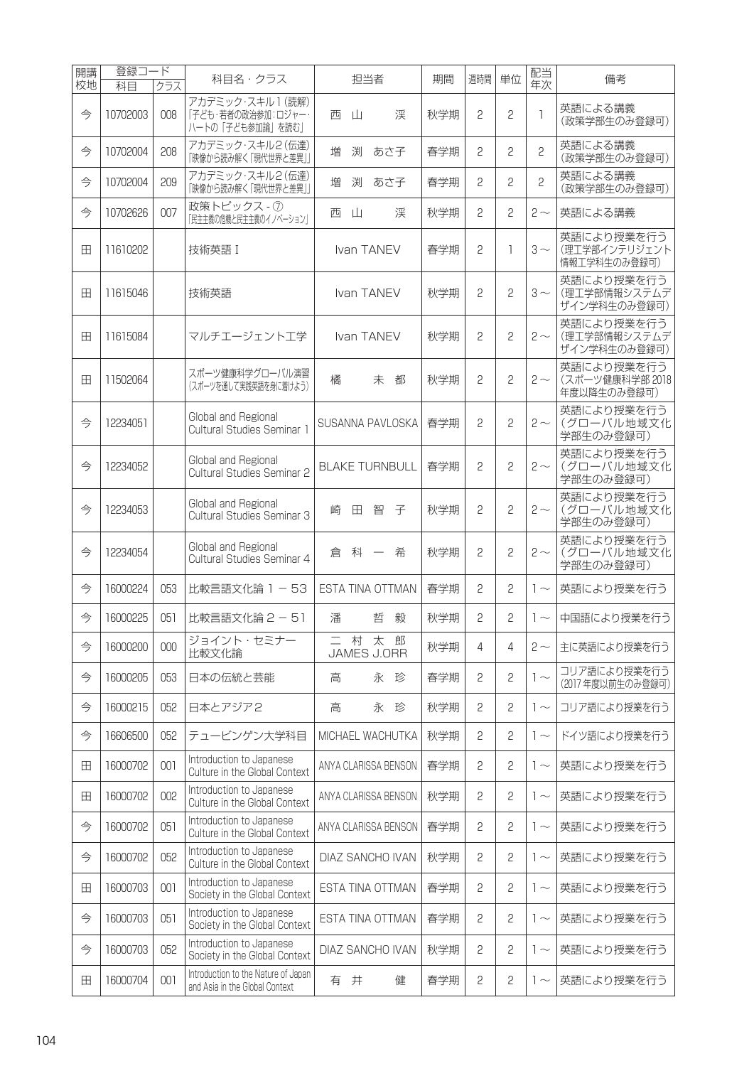| 開講校地 | 登録コード | | 科目名・クラス | 担当者 | 期間 | 週時間 | 単位 | 配当年次 | 備考 |
|---|---|---|---|---|---|---|---|---|---|
| | 科目 | クラス | | | | | | | |
| 今 | 10702003 | 008 | アカデミック・スキル1（読解）「子ども・若者の政治参加：ロジャー・ハートの「子ども参加論」を読む」 | 西　山　　渓 | 秋学期 | 2 | 2 | 1 | 英語による講義（政策学部生のみ登録可） |
| 今 | 10702004 | 208 | アカデミック・スキル2（伝達）「映像から読み解く「現代世界と差異」」 | 増　渕　あさ子 | 春学期 | 2 | 2 | 2 | 英語による講義（政策学部生のみ登録可） |
| 今 | 10702004 | 209 | アカデミック・スキル2（伝達）「映像から読み解く「現代世界と差異」」 | 増　渕　あさ子 | 春学期 | 2 | 2 | 2 | 英語による講義（政策学部生のみ登録可） |
| 今 | 10702626 | 007 | 政策トピックス - ⑦「民主主義の危機と民主主義のイノベーション」 | 西　山　　渓 | 秋学期 | 2 | 2 | 2～ | 英語による講義 |
| 田 | 11610202 | | 技術英語 I | Ivan TANEV | 春学期 | 2 | 1 | 3～ | 英語により授業を行う（理工学部インテリジェント情報工学科生のみ登録可） |
| 田 | 11615046 | | 技術英語 | Ivan TANEV | 秋学期 | 2 | 2 | 3～ | 英語により授業を行う（理工学部情報システムデザイン学科生のみ登録可） |
| 田 | 11615084 | | マルチエージェント工学 | Ivan TANEV | 秋学期 | 2 | 2 | 2～ | 英語により授業を行う（理工学部情報システムデザイン学科生のみ登録可） |
| 田 | 11502064 | | スポーツ健康科学グローバル演習（スポーツを通して実践英語を身に着けよう） | 橘　　未　都 | 秋学期 | 2 | 2 | 2～ | 英語により授業を行う（スポーツ健康科学部 2018 年度以降生のみ登録可） |
| 今 | 12234051 | | Global and Regional Cultural Studies Seminar 1 | SUSANNA PAVLOSKA | 春学期 | 2 | 2 | 2～ | 英語により授業を行う（グローバル地域文化学部生のみ登録可） |
| 今 | 12234052 | | Global and Regional Cultural Studies Seminar 2 | BLAKE TURNBULL | 春学期 | 2 | 2 | 2～ | 英語により授業を行う（グローバル地域文化学部生のみ登録可） |
| 今 | 12234053 | | Global and Regional Cultural Studies Seminar 3 | 崎　田　智　子 | 秋学期 | 2 | 2 | 2～ | 英語により授業を行う（グローバル地域文化学部生のみ登録可） |
| 今 | 12234054 | | Global and Regional Cultural Studies Seminar 4 | 倉　科　一　希 | 秋学期 | 2 | 2 | 2～ | 英語により授業を行う（グローバル地域文化学部生のみ登録可） |
| 今 | 16000224 | 053 | 比較言語文化論 1 － 53 | ESTA TINA OTTMAN | 春学期 | 2 | 2 | 1～ | 英語により授業を行う |
| 今 | 16000225 | 051 | 比較言語文化論 2 － 51 | 潘　　哲　毅 | 秋学期 | 2 | 2 | 1～ | 中国語により授業を行う |
| 今 | 16000200 | 000 | ジョイント・セミナー 比較文化論 | 二　村　太　郎 JAMES J.ORR | 秋学期 | 4 | 4 | 2～ | 主に英語により授業を行う |
| 今 | 16000205 | 053 | 日本の伝統と芸能 | 高　　永　珍 | 春学期 | 2 | 2 | 1～ | コリア語により授業を行う（2017 年度以前生のみ登録可） |
| 今 | 16000215 | 052 | 日本とアジア2 | 高　　永　珍 | 秋学期 | 2 | 2 | 1～ | コリア語により授業を行う |
| 今 | 16606500 | 052 | テュービンゲン大学科目 | MICHAEL WACHUTKA | 秋学期 | 2 | 2 | 1～ | ドイツ語により授業を行う |
| 田 | 16000702 | 001 | Introduction to Japanese Culture in the Global Context | ANYA CLARISSA BENSON | 春学期 | 2 | 2 | 1～ | 英語により授業を行う |
| 田 | 16000702 | 002 | Introduction to Japanese Culture in the Global Context | ANYA CLARISSA BENSON | 秋学期 | 2 | 2 | 1～ | 英語により授業を行う |
| 今 | 16000702 | 051 | Introduction to Japanese Culture in the Global Context | ANYA CLARISSA BENSON | 春学期 | 2 | 2 | 1～ | 英語により授業を行う |
| 今 | 16000702 | 052 | Introduction to Japanese Culture in the Global Context | DIAZ SANCHO IVAN | 秋学期 | 2 | 2 | 1～ | 英語により授業を行う |
| 田 | 16000703 | 001 | Introduction to Japanese Society in the Global Context | ESTA TINA OTTMAN | 春学期 | 2 | 2 | 1～ | 英語により授業を行う |
| 今 | 16000703 | 051 | Introduction to Japanese Society in the Global Context | ESTA TINA OTTMAN | 春学期 | 2 | 2 | 1～ | 英語により授業を行う |
| 今 | 16000703 | 052 | Introduction to Japanese Society in the Global Context | DIAZ SANCHO IVAN | 秋学期 | 2 | 2 | 1～ | 英語により授業を行う |
| 田 | 16000704 | 001 | Introduction to the Nature of Japan and Asia in the Global Context | 有　井　　健 | 春学期 | 2 | 2 | 1～ | 英語により授業を行う |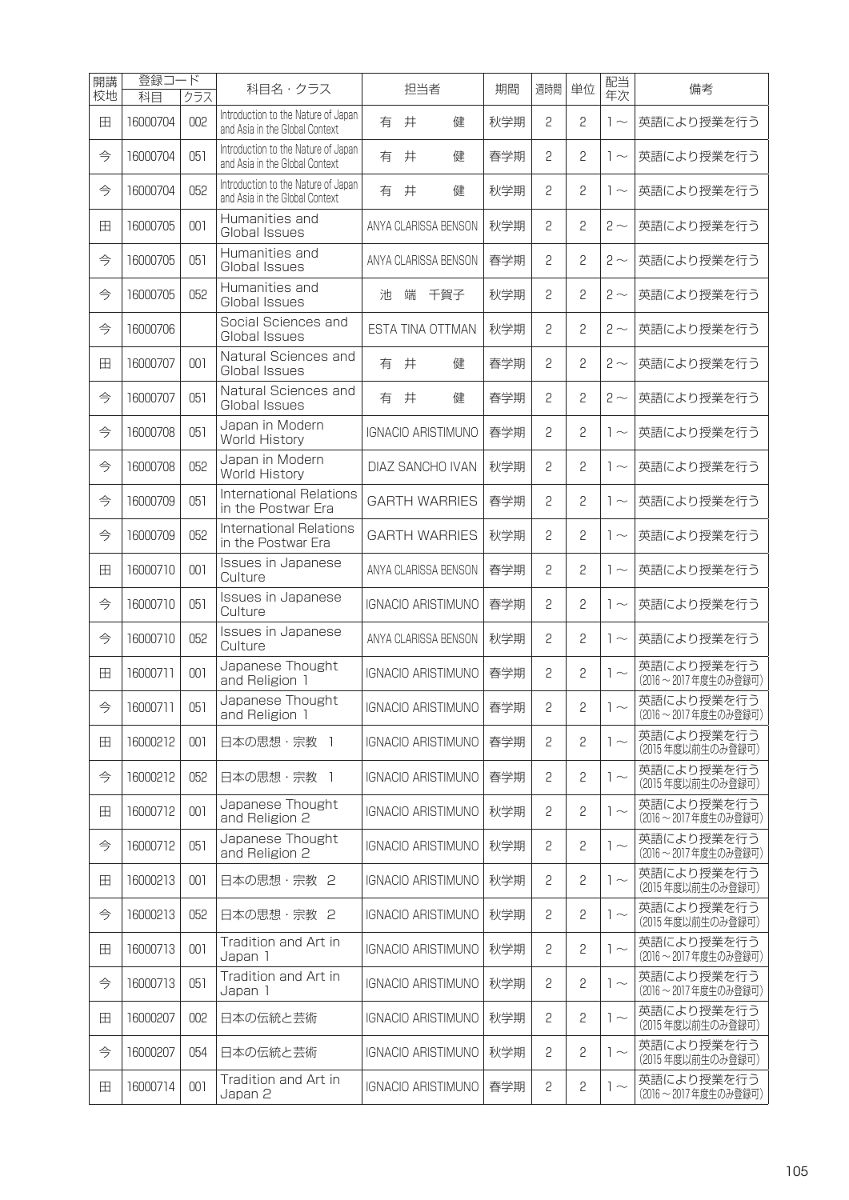| 開講校地 | 登録コード | | 科目名・クラス | 担当者 | 期間 | 週時間 | 単位 | 配当年次 | 備考 |
|---|---|---|---|---|---|---|---|---|---|
| | 科目 | クラス | | | | | | | |
| 田 | 16000704 | 002 | Introduction to the Nature of Japan and Asia in the Global Context | 有 井 健 | 秋学期 | 2 | 2 | 1～ | 英語により授業を行う |
| 今 | 16000704 | 051 | Introduction to the Nature of Japan and Asia in the Global Context | 有 井 健 | 春学期 | 2 | 2 | 1～ | 英語により授業を行う |
| 今 | 16000704 | 052 | Introduction to the Nature of Japan and Asia in the Global Context | 有 井 健 | 秋学期 | 2 | 2 | 1～ | 英語により授業を行う |
| 田 | 16000705 | 001 | Humanities and Global Issues | ANYA CLARISSA BENSON | 秋学期 | 2 | 2 | 2～ | 英語により授業を行う |
| 今 | 16000705 | 051 | Humanities and Global Issues | ANYA CLARISSA BENSON | 春学期 | 2 | 2 | 2～ | 英語により授業を行う |
| 今 | 16000705 | 052 | Humanities and Global Issues | 池 端 千賀子 | 秋学期 | 2 | 2 | 2～ | 英語により授業を行う |
| 今 | 16000706 | | Social Sciences and Global Issues | ESTA TINA OTTMAN | 秋学期 | 2 | 2 | 2～ | 英語により授業を行う |
| 田 | 16000707 | 001 | Natural Sciences and Global Issues | 有 井 健 | 春学期 | 2 | 2 | 2～ | 英語により授業を行う |
| 今 | 16000707 | 051 | Natural Sciences and Global Issues | 有 井 健 | 春学期 | 2 | 2 | 2～ | 英語により授業を行う |
| 今 | 16000708 | 051 | Japan in Modern World History | IGNACIO ARISTIMUNO | 春学期 | 2 | 2 | 1～ | 英語により授業を行う |
| 今 | 16000708 | 052 | Japan in Modern World History | DIAZ SANCHO IVAN | 秋学期 | 2 | 2 | 1～ | 英語により授業を行う |
| 今 | 16000709 | 051 | International Relations in the Postwar Era | GARTH WARRIES | 春学期 | 2 | 2 | 1～ | 英語により授業を行う |
| 今 | 16000709 | 052 | International Relations in the Postwar Era | GARTH WARRIES | 秋学期 | 2 | 2 | 1～ | 英語により授業を行う |
| 田 | 16000710 | 001 | Issues in Japanese Culture | ANYA CLARISSA BENSON | 春学期 | 2 | 2 | 1～ | 英語により授業を行う |
| 今 | 16000710 | 051 | Issues in Japanese Culture | IGNACIO ARISTIMUNO | 春学期 | 2 | 2 | 1～ | 英語により授業を行う |
| 今 | 16000710 | 052 | Issues in Japanese Culture | ANYA CLARISSA BENSON | 秋学期 | 2 | 2 | 1～ | 英語により授業を行う |
| 田 | 16000711 | 001 | Japanese Thought and Religion 1 | IGNACIO ARISTIMUNO | 春学期 | 2 | 2 | 1～ | 英語により授業を行う (2016～2017年度生のみ登録可) |
| 今 | 16000711 | 051 | Japanese Thought and Religion 1 | IGNACIO ARISTIMUNO | 春学期 | 2 | 2 | 1～ | 英語により授業を行う (2016～2017年度生のみ登録可) |
| 田 | 16000212 | 001 | 日本の思想・宗教 1 | IGNACIO ARISTIMUNO | 春学期 | 2 | 2 | 1～ | 英語により授業を行う (2015年度以前生のみ登録可) |
| 今 | 16000212 | 052 | 日本の思想・宗教 1 | IGNACIO ARISTIMUNO | 春学期 | 2 | 2 | 1～ | 英語により授業を行う (2015年度以前生のみ登録可) |
| 田 | 16000712 | 001 | Japanese Thought and Religion 2 | IGNACIO ARISTIMUNO | 秋学期 | 2 | 2 | 1～ | 英語により授業を行う (2016～2017年度生のみ登録可) |
| 今 | 16000712 | 051 | Japanese Thought and Religion 2 | IGNACIO ARISTIMUNO | 秋学期 | 2 | 2 | 1～ | 英語により授業を行う (2016～2017年度生のみ登録可) |
| 田 | 16000213 | 001 | 日本の思想・宗教 2 | IGNACIO ARISTIMUNO | 秋学期 | 2 | 2 | 1～ | 英語により授業を行う (2015年度以前生のみ登録可) |
| 今 | 16000213 | 052 | 日本の思想・宗教 2 | IGNACIO ARISTIMUNO | 秋学期 | 2 | 2 | 1～ | 英語により授業を行う (2015年度以前生のみ登録可) |
| 田 | 16000713 | 001 | Tradition and Art in Japan 1 | IGNACIO ARISTIMUNO | 秋学期 | 2 | 2 | 1～ | 英語により授業を行う (2016～2017年度生のみ登録可) |
| 今 | 16000713 | 051 | Tradition and Art in Japan 1 | IGNACIO ARISTIMUNO | 秋学期 | 2 | 2 | 1～ | 英語により授業を行う (2016～2017年度生のみ登録可) |
| 田 | 16000207 | 002 | 日本の伝統と芸術 | IGNACIO ARISTIMUNO | 秋学期 | 2 | 2 | 1～ | 英語により授業を行う (2015年度以前生のみ登録可) |
| 今 | 16000207 | 054 | 日本の伝統と芸術 | IGNACIO ARISTIMUNO | 秋学期 | 2 | 2 | 1～ | 英語により授業を行う (2015年度以前生のみ登録可) |
| 田 | 16000714 | 001 | Tradition and Art in Japan 2 | IGNACIO ARISTIMUNO | 春学期 | 2 | 2 | 1～ | 英語により授業を行う (2016～2017年度生のみ登録可) |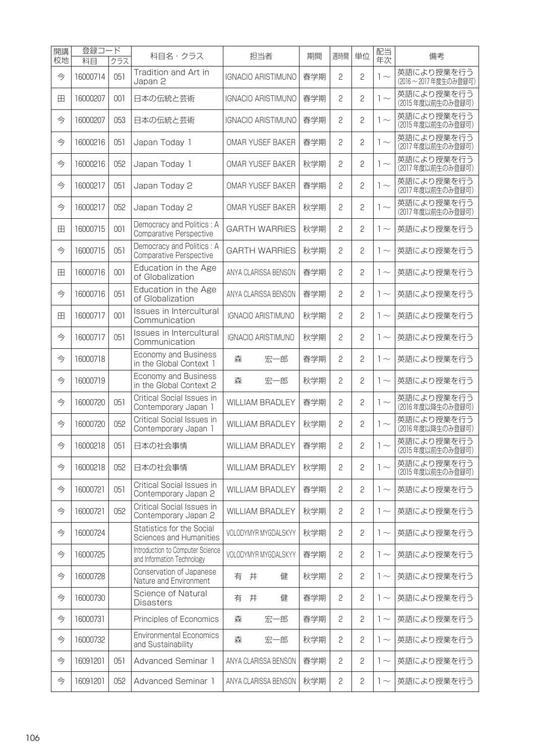| 開講校地 | 登録コード | | 科目名・クラス | 担当者 | 期間 | 週時間 | 単位 | 配当年次 | 備考 |
|---|---|---|---|---|---|---|---|---|---|
| | 科目 | クラス | | | | | | | |
| 今 | 16000714 | 051 | Tradition and Art in Japan 2 | IGNACIO ARISTIMUNO | 春学期 | 2 | 2 | 1～ | 英語により授業を行う(2016～2017年度生のみ登録可) |
| 田 | 16000207 | 001 | 日本の伝統と芸術 | IGNACIO ARISTIMUNO | 春学期 | 2 | 2 | 1～ | 英語により授業を行う(2015年度以前生のみ登録可) |
| 今 | 16000207 | 053 | 日本の伝統と芸術 | IGNACIO ARISTIMUNO | 春学期 | 2 | 2 | 1～ | 英語により授業を行う(2015年度以前生のみ登録可) |
| 今 | 16000216 | 051 | Japan Today 1 | OMAR YUSEF BAKER | 春学期 | 2 | 2 | 1～ | 英語により授業を行う(2017年度以前生のみ登録可) |
| 今 | 16000216 | 052 | Japan Today 1 | OMAR YUSEF BAKER | 秋学期 | 2 | 2 | 1～ | 英語により授業を行う(2017年度以前生のみ登録可) |
| 今 | 16000217 | 051 | Japan Today 2 | OMAR YUSEF BAKER | 春学期 | 2 | 2 | 1～ | 英語により授業を行う(2017年度以前生のみ登録可) |
| 今 | 16000217 | 052 | Japan Today 2 | OMAR YUSEF BAKER | 秋学期 | 2 | 2 | 1～ | 英語により授業を行う(2017年度以前生のみ登録可) |
| 田 | 16000715 | 001 | Democracy and Politics : A Comparative Perspective | GARTH WARRIES | 秋学期 | 2 | 2 | 1～ | 英語により授業を行う |
| 今 | 16000715 | 051 | Democracy and Politics : A Comparative Perspective | GARTH WARRIES | 秋学期 | 2 | 2 | 1～ | 英語により授業を行う |
| 田 | 16000716 | 001 | Education in the Age of Globalization | ANYA CLARISSA BENSON | 春学期 | 2 | 2 | 1～ | 英語により授業を行う |
| 今 | 16000716 | 051 | Education in the Age of Globalization | ANYA CLARISSA BENSON | 春学期 | 2 | 2 | 1～ | 英語により授業を行う |
| 田 | 16000717 | 001 | Issues in Intercultural Communication | IGNACIO ARISTIMUNO | 秋学期 | 2 | 2 | 1～ | 英語により授業を行う |
| 今 | 16000717 | 051 | Issues in Intercultural Communication | IGNACIO ARISTIMUNO | 秋学期 | 2 | 2 | 1～ | 英語により授業を行う |
| 今 | 16000718 | | Economy and Business in the Global Context 1 | 森　宏一郎 | 春学期 | 2 | 2 | 1～ | 英語により授業を行う |
| 今 | 16000719 | | Economy and Business in the Global Context 2 | 森　宏一郎 | 秋学期 | 2 | 2 | 1～ | 英語により授業を行う |
| 今 | 16000720 | 051 | Critical Social Issues in Contemporary Japan 1 | WILLIAM BRADLEY | 春学期 | 2 | 2 | 1～ | 英語により授業を行う(2016年度以降生のみ登録可) |
| 今 | 16000720 | 052 | Critical Social Issues in Contemporary Japan 1 | WILLIAM BRADLEY | 秋学期 | 2 | 2 | 1～ | 英語により授業を行う(2016年度以降生のみ登録可) |
| 今 | 16000218 | 051 | 日本の社会事情 | WILLIAM BRADLEY | 春学期 | 2 | 2 | 1～ | 英語により授業を行う(2015年度以前生のみ登録可) |
| 今 | 16000218 | 052 | 日本の社会事情 | WILLIAM BRADLEY | 秋学期 | 2 | 2 | 1～ | 英語により授業を行う(2015年度以前生のみ登録可) |
| 今 | 16000721 | 051 | Critical Social Issues in Contemporary Japan 2 | WILLIAM BRADLEY | 春学期 | 2 | 2 | 1～ | 英語により授業を行う |
| 今 | 16000721 | 052 | Critical Social Issues in Contemporary Japan 2 | WILLIAM BRADLEY | 秋学期 | 2 | 2 | 1～ | 英語により授業を行う |
| 今 | 16000724 | | Statistics for the Social Sciences and Humanities | VOLODYMYR MYGDALSKYY | 秋学期 | 2 | 2 | 1～ | 英語により授業を行う |
| 今 | 16000725 | | Introduction to Computer Science and Information Technology | VOLODYMYR MYGDALSKYY | 春学期 | 2 | 2 | 1～ | 英語により授業を行う |
| 今 | 16000728 | | Conservation of Japanese Nature and Environment | 有井　健 | 秋学期 | 2 | 2 | 1～ | 英語により授業を行う |
| 今 | 16000730 | | Science of Natural Disasters | 有井　健 | 春学期 | 2 | 2 | 1～ | 英語により授業を行う |
| 今 | 16000731 | | Principles of Economics | 森　宏一郎 | 春学期 | 2 | 2 | 1～ | 英語により授業を行う |
| 今 | 16000732 | | Environmental Economics and Sustainability | 森　宏一郎 | 秋学期 | 2 | 2 | 1～ | 英語により授業を行う |
| 今 | 16091201 | 051 | Advanced Seminar 1 | ANYA CLARISSA BENSON | 春学期 | 2 | 2 | 1～ | 英語により授業を行う |
| 今 | 16091201 | 052 | Advanced Seminar 1 | ANYA CLARISSA BENSON | 秋学期 | 2 | 2 | 1～ | 英語により授業を行う |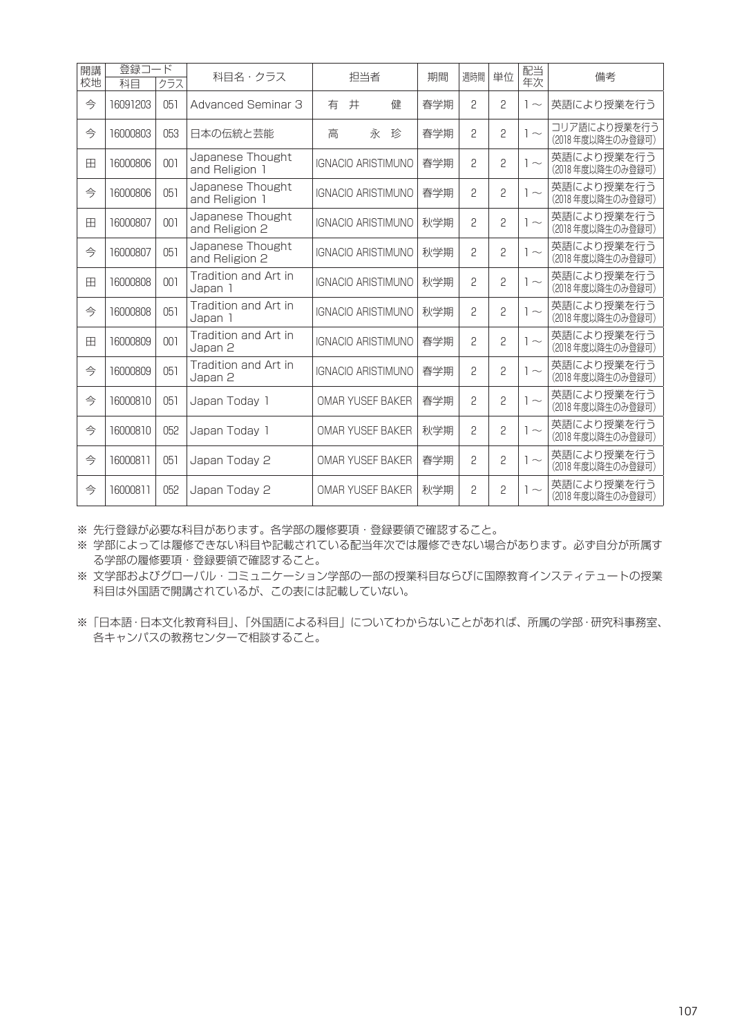| 開講校地 | 登録コード | | 科目名・クラス | 担当者 | 期間 | 週時間 | 単位 | 配当年次 | 備考 |
|---|---|---|---|---|---|---|---|---|---|
| | 科目 | クラス | | | | | | | |
| 今 | 16091203 | 051 | Advanced Seminar 3 | 有　井　　健 | 春学期 | 2 | 2 | 1～ | 英語により授業を行う |
| 今 | 16000803 | 053 | 日本の伝統と芸能 | 高　　永　珍 | 春学期 | 2 | 2 | 1～ | コリア語により授業を行う (2018年度以降生のみ登録可) |
| 田 | 16000806 | 001 | Japanese Thought and Religion 1 | IGNACIO ARISTIMUNO | 春学期 | 2 | 2 | 1～ | 英語により授業を行う (2018年度以降生のみ登録可) |
| 今 | 16000806 | 051 | Japanese Thought and Religion 1 | IGNACIO ARISTIMUNO | 春学期 | 2 | 2 | 1～ | 英語により授業を行う (2018年度以降生のみ登録可) |
| 田 | 16000807 | 001 | Japanese Thought and Religion 2 | IGNACIO ARISTIMUNO | 秋学期 | 2 | 2 | 1～ | 英語により授業を行う (2018年度以降生のみ登録可) |
| 今 | 16000807 | 051 | Japanese Thought and Religion 2 | IGNACIO ARISTIMUNO | 秋学期 | 2 | 2 | 1～ | 英語により授業を行う (2018年度以降生のみ登録可) |
| 田 | 16000808 | 001 | Tradition and Art in Japan 1 | IGNACIO ARISTIMUNO | 秋学期 | 2 | 2 | 1～ | 英語により授業を行う (2018年度以降生のみ登録可) |
| 今 | 16000808 | 051 | Tradition and Art in Japan 1 | IGNACIO ARISTIMUNO | 秋学期 | 2 | 2 | 1～ | 英語により授業を行う (2018年度以降生のみ登録可) |
| 田 | 16000809 | 001 | Tradition and Art in Japan 2 | IGNACIO ARISTIMUNO | 春学期 | 2 | 2 | 1～ | 英語により授業を行う (2018年度以降生のみ登録可) |
| 今 | 16000809 | 051 | Tradition and Art in Japan 2 | IGNACIO ARISTIMUNO | 春学期 | 2 | 2 | 1～ | 英語により授業を行う (2018年度以降生のみ登録可) |
| 今 | 16000810 | 051 | Japan Today 1 | OMAR YUSEF BAKER | 春学期 | 2 | 2 | 1～ | 英語により授業を行う (2018年度以降生のみ登録可) |
| 今 | 16000810 | 052 | Japan Today 1 | OMAR YUSEF BAKER | 秋学期 | 2 | 2 | 1～ | 英語により授業を行う (2018年度以降生のみ登録可) |
| 今 | 16000811 | 051 | Japan Today 2 | OMAR YUSEF BAKER | 春学期 | 2 | 2 | 1～ | 英語により授業を行う (2018年度以降生のみ登録可) |
| 今 | 16000811 | 052 | Japan Today 2 | OMAR YUSEF BAKER | 秋学期 | 2 | 2 | 1～ | 英語により授業を行う (2018年度以降生のみ登録可) |

※ 先行登録が必要な科目があります。各学部の履修要項・登録要領で確認すること。

※ 学部によっては履修できない科目や記載されている配当年次では履修できない場合があります。必ず自分が所属する学部の履修要項・登録要領で確認すること。

※ 文学部およびグローバル・コミュニケーション学部の一部の授業科目ならびに国際教育インスティテュートの授業科目は外国語で開講されているが、この表には記載していない。

※「日本語·日本文化教育科目」、「外国語による科目」についてわからないことがあれば、所属の学部·研究科事務室、各キャンパスの教務センターで相談すること。